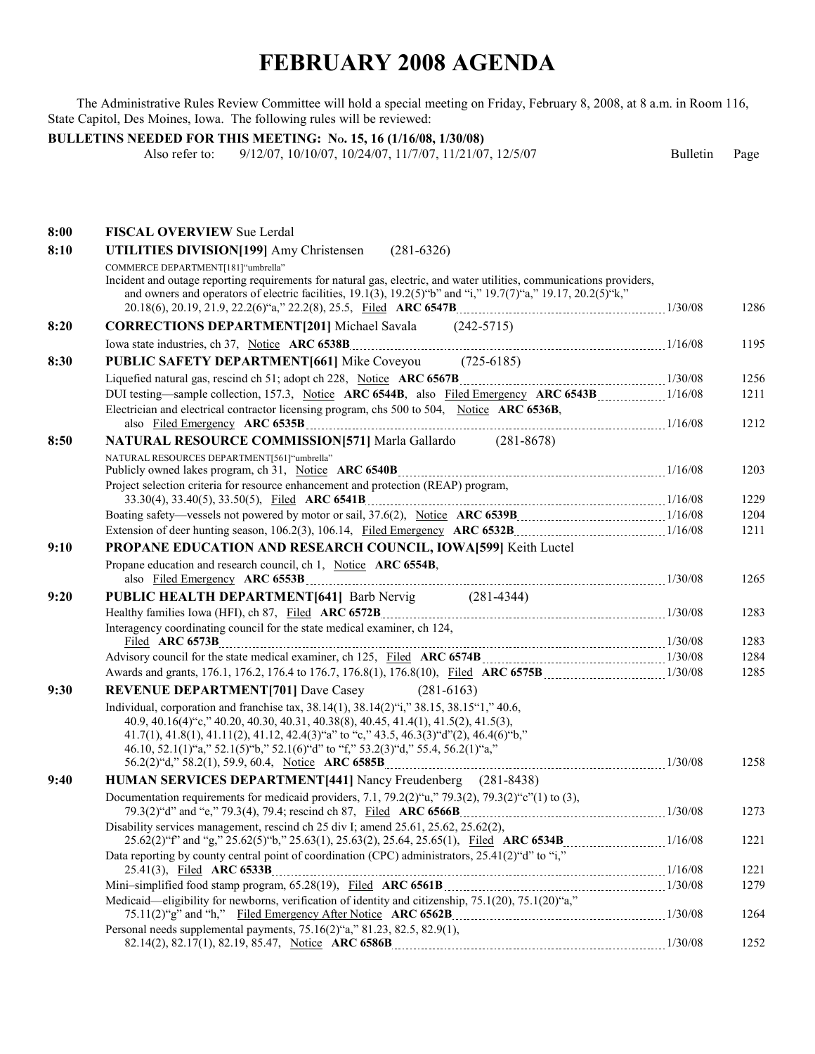# FEBRUARY 2008 AGENDA

The Administrative Rules Review Committee will hold a special meeting on Friday, February 8, 2008, at 8 a.m. in Room 116, State Capitol, Des Moines, Iowa. The following rules will be reviewed:

**BULLETINS NEEDED FOR THIS MEETING: No. 15, 16 (1/16/08, 1/30/08)**

Also refer to: 9/12/07, 10/10/07, 10/24/07, 11/7/07, 11/21/07, 12/5/07

| Time | Item | Bulletin | Page |
|---|---|---|---|
| 8:00 | **FISCAL OVERVIEW** Sue Lerdal | | |
| 8:10 | **UTILITIES DIVISION[199]** Amy Christensen (281-6326) | | |
| | COMMERCE DEPARTMENT[181]"umbrella" | | |
| | Incident and outage reporting requirements for natural gas, electric, and water utilities, communications providers, and owners and operators of electric facilities, 19.1(3), 19.2(5)"b" and "i," 19.7(7)"a," 19.17, 20.2(5)"k," 20.18(6), 20.19, 21.9, 22.2(6)"a," 22.2(8), 25.5, Filed **ARC 6547B** | 1/30/08 | 1286 |
| 8:20 | **CORRECTIONS DEPARTMENT[201]** Michael Savala (242-5715) | | |
| | Iowa state industries, ch 37, Notice **ARC 6538B** | 1/16/08 | 1195 |
| 8:30 | **PUBLIC SAFETY DEPARTMENT[661]** Mike Coveyou (725-6185) | | |
| | Liquefied natural gas, rescind ch 51; adopt ch 228, Notice **ARC 6567B** | 1/30/08 | 1256 |
| | DUI testing—sample collection, 157.3, Notice **ARC 6544B**, also Filed Emergency **ARC 6543B** | 1/16/08 | 1211 |
| | Electrician and electrical contractor licensing program, chs 500 to 504, Notice **ARC 6536B**, also Filed Emergency **ARC 6535B** | 1/16/08 | 1212 |
| 8:50 | **NATURAL RESOURCE COMMISSION[571]** Marla Gallardo (281-8678) | | |
| | NATURAL RESOURCES DEPARTMENT[561]"umbrella" | | |
| | Publicly owned lakes program, ch 31, Notice **ARC 6540B** | 1/16/08 | 1203 |
| | Project selection criteria for resource enhancement and protection (REAP) program, 33.30(4), 33.40(5), 33.50(5), Filed **ARC 6541B** | 1/16/08 | 1229 |
| | Boating safety—vessels not powered by motor or sail, 37.6(2), Notice **ARC 6539B** | 1/16/08 | 1204 |
| | Extension of deer hunting season, 106.2(3), 106.14, Filed Emergency **ARC 6532B** | 1/16/08 | 1211 |
| 9:10 | **PROPANE EDUCATION AND RESEARCH COUNCIL, IOWA[599]** Keith Luctel | | |
| | Propane education and research council, ch 1, Notice **ARC 6554B**, also Filed Emergency **ARC 6553B** | 1/30/08 | 1265 |
| 9:20 | **PUBLIC HEALTH DEPARTMENT[641]** Barb Nervig (281-4344) | | |
| | Healthy families Iowa (HFI), ch 87, Filed **ARC 6572B** | 1/30/08 | 1283 |
| | Interagency coordinating council for the state medical examiner, ch 124, Filed **ARC 6573B** | 1/30/08 | 1283 |
| | Advisory council for the state medical examiner, ch 125, Filed **ARC 6574B** | 1/30/08 | 1284 |
| | Awards and grants, 176.1, 176.2, 176.4 to 176.7, 176.8(1), 176.8(10), Filed **ARC 6575B** | 1/30/08 | 1285 |
| 9:30 | **REVENUE DEPARTMENT[701]** Dave Casey (281-6163) | | |
| | Individual, corporation and franchise tax, 38.14(1), 38.14(2)"i," 38.15, 38.15"1," 40.6, 40.9, 40.16(4)"c," 40.20, 40.30, 40.31, 40.38(8), 40.45, 41.4(1), 41.5(2), 41.5(3), 41.7(1), 41.8(1), 41.11(2), 41.12, 42.4(3)"a" to "c," 43.5, 46.3(3)"d"(2), 46.4(6)"b," 46.10, 52.1(1)"a," 52.1(5)"b," 52.1(6)"d" to "f," 53.2(3)"d," 55.4, 56.2(1)"a," 56.2(2)"d," 58.2(1), 59.9, 60.4, Notice **ARC 6585B** | 1/30/08 | 1258 |
| 9:40 | **HUMAN SERVICES DEPARTMENT[441]** Nancy Freudenberg (281-8438) | | |
| | Documentation requirements for medicaid providers, 7.1, 79.2(2)"u," 79.3(2), 79.3(2)"c"(1) to (3), 79.3(2)"d" and "e," 79.3(4), 79.4; rescind ch 87, Filed **ARC 6566B** | 1/30/08 | 1273 |
| | Disability services management, rescind ch 25 div I; amend 25.61, 25.62, 25.62(2), 25.62(2)"f" and "g," 25.62(5)"b," 25.63(1), 25.63(2), 25.64, 25.65(1), Filed **ARC 6534B** | 1/16/08 | 1221 |
| | Data reporting by county central point of coordination (CPC) administrators, 25.41(2)"d" to "i," 25.41(3), Filed **ARC 6533B** | 1/16/08 | 1221 |
| | Mini–simplified food stamp program, 65.28(19), Filed **ARC 6561B** | 1/30/08 | 1279 |
| | Medicaid—eligibility for newborns, verification of identity and citizenship, 75.1(20), 75.1(20)"a," 75.11(2)"g" and "h," Filed Emergency After Notice **ARC 6562B** | 1/30/08 | 1264 |
| | Personal needs supplemental payments, 75.16(2)"a," 81.23, 82.5, 82.9(1), 82.14(2), 82.17(1), 82.19, 85.47, Notice **ARC 6586B** | 1/30/08 | 1252 |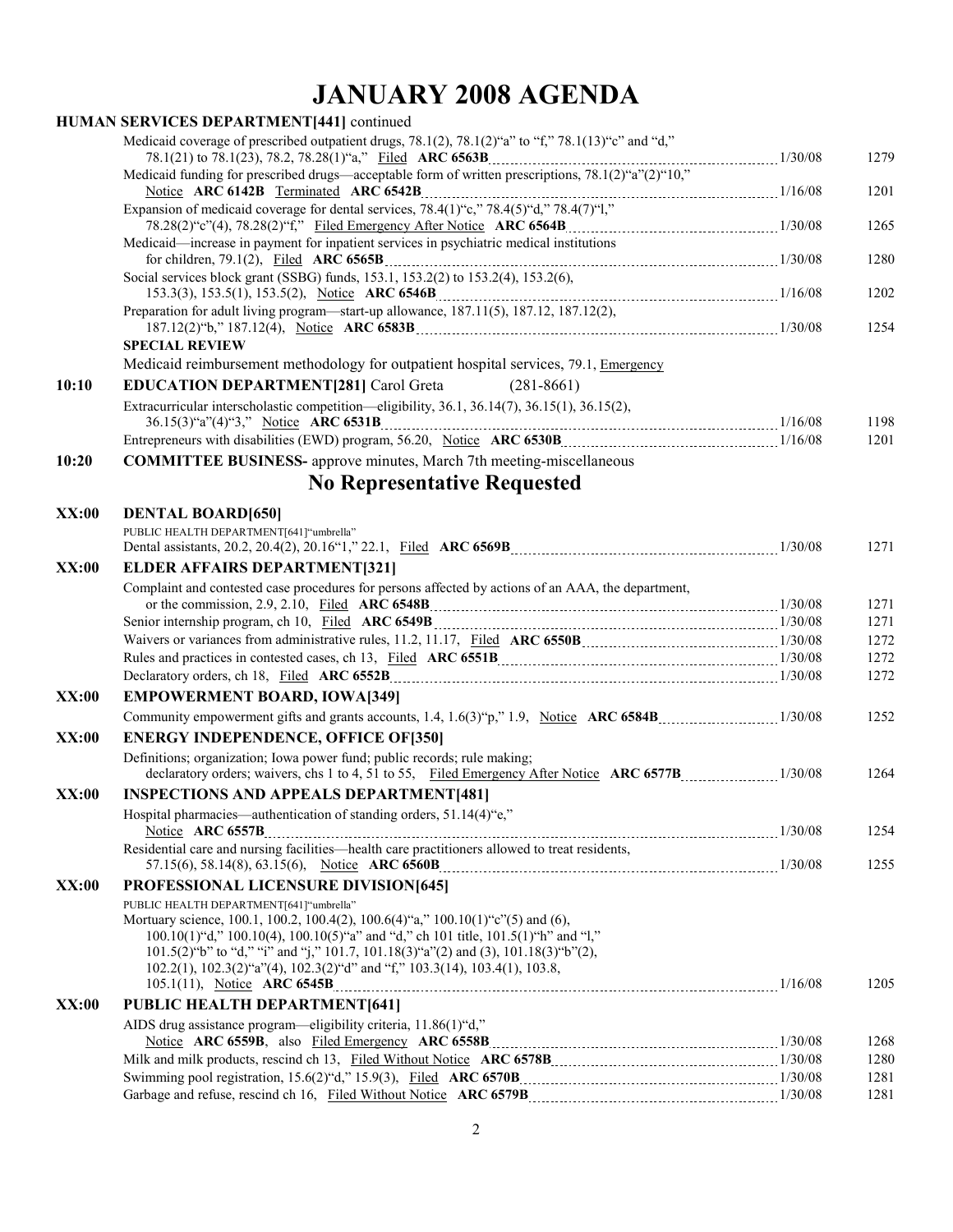# JANUARY 2008 AGENDA

**HUMAN SERVICES DEPARTMENT[441]** continued

Medicaid coverage of prescribed outpatient drugs, 78.1(2), 78.1(2)"a" to "f," 78.1(13)"c" and "d," 78.1(21) to 78.1(23), 78.2, 78.28(1)"a," Filed **ARC 6563B** ........ 1/30/08 1279

Medicaid funding for prescribed drugs—acceptable form of written prescriptions, 78.1(2)"a"(2)"10," Notice **ARC 6142B** Terminated **ARC 6542B** ........ 1/16/08 1201

Expansion of medicaid coverage for dental services, 78.4(1)"c," 78.4(5)"d," 78.4(7)"l," 78.28(2)"c"(4), 78.28(2)"f," Filed Emergency After Notice **ARC 6564B** ........ 1/30/08 1265

Medicaid—increase in payment for inpatient services in psychiatric medical institutions for children, 79.1(2), Filed **ARC 6565B** ........ 1/30/08 1280

Social services block grant (SSBG) funds, 153.1, 153.2(2) to 153.2(4), 153.2(6), 153.3(3), 153.5(1), 153.5(2), Notice **ARC 6546B** ........ 1/16/08 1202

Preparation for adult living program—start-up allowance, 187.11(5), 187.12, 187.12(2), 187.12(2)"b," 187.12(4), Notice **ARC 6583B** ........ 1/30/08 1254

**SPECIAL REVIEW**

Medicaid reimbursement methodology for outpatient hospital services, 79.1, Emergency

**10:10** **EDUCATION DEPARTMENT[281]** Carol Greta (281-8661)

Extracurricular interscholastic competition—eligibility, 36.1, 36.14(7), 36.15(1), 36.15(2), 36.15(3)"a"(4)"3," Notice **ARC 6531B** ........ 1/16/08 1198

Entrepreneurs with disabilities (EWD) program, 56.20, Notice **ARC 6530B** ........ 1/16/08 1201

**10:20** **COMMITTEE BUSINESS-** approve minutes, March 7th meeting-miscellaneous

## No Representative Requested

**XX:00** **DENTAL BOARD[650]**

PUBLIC HEALTH DEPARTMENT[641]"umbrella"

Dental assistants, 20.2, 20.4(2), 20.16"1," 22.1, Filed **ARC 6569B** ........ 1/30/08 1271

**XX:00** **ELDER AFFAIRS DEPARTMENT[321]**

Complaint and contested case procedures for persons affected by actions of an AAA, the department, or the commission, 2.9, 2.10, Filed **ARC 6548B** ........ 1/30/08 1271

Senior internship program, ch 10, Filed **ARC 6549B** ........ 1/30/08 1271

Waivers or variances from administrative rules, 11.2, 11.17, Filed **ARC 6550B** ........ 1/30/08 1272

Rules and practices in contested cases, ch 13, Filed **ARC 6551B** ........ 1/30/08 1272

Declaratory orders, ch 18, Filed **ARC 6552B** ........ 1/30/08 1272

**XX:00** **EMPOWERMENT BOARD, IOWA[349]**

Community empowerment gifts and grants accounts, 1.4, 1.6(3)"p," 1.9, Notice **ARC 6584B** ........ 1/30/08 1252

**XX:00** **ENERGY INDEPENDENCE, OFFICE OF[350]**

Definitions; organization; Iowa power fund; public records; rule making; declaratory orders; waivers, chs 1 to 4, 51 to 55, Filed Emergency After Notice **ARC 6577B** ........ 1/30/08 1264

**XX:00** **INSPECTIONS AND APPEALS DEPARTMENT[481]**

Hospital pharmacies—authentication of standing orders, 51.14(4)"e," Notice **ARC 6557B** ........ 1/30/08 1254

Residential care and nursing facilities—health care practitioners allowed to treat residents, 57.15(6), 58.14(8), 63.15(6), Notice **ARC 6560B** ........ 1/30/08 1255

**XX:00** **PROFESSIONAL LICENSURE DIVISION[645]**

PUBLIC HEALTH DEPARTMENT[641]"umbrella"

Mortuary science, 100.1, 100.2, 100.4(2), 100.6(4)"a," 100.10(1)"c"(5) and (6), 100.10(1)"d," 100.10(4), 100.10(5)"a" and "d," ch 101 title, 101.5(1)"h" and "l," 101.5(2)"b" to "d," "i" and "j," 101.7, 101.18(3)"a"(2) and (3), 101.18(3)"b"(2), 102.2(1), 102.3(2)"a"(4), 102.3(2)"d" and "f," 103.3(14), 103.4(1), 103.8, 105.1(11), Notice **ARC 6545B** ........ 1/16/08 1205

**XX:00** **PUBLIC HEALTH DEPARTMENT[641]**

AIDS drug assistance program—eligibility criteria, 11.86(1)"d," Notice **ARC 6559B**, also Filed Emergency **ARC 6558B** ........ 1/30/08 1268

Milk and milk products, rescind ch 13, Filed Without Notice **ARC 6578B** ........ 1/30/08 1280

Swimming pool registration, 15.6(2)"d," 15.9(3), Filed **ARC 6570B** ........ 1/30/08 1281

Garbage and refuse, rescind ch 16, Filed Without Notice **ARC 6579B** ........ 1/30/08 1281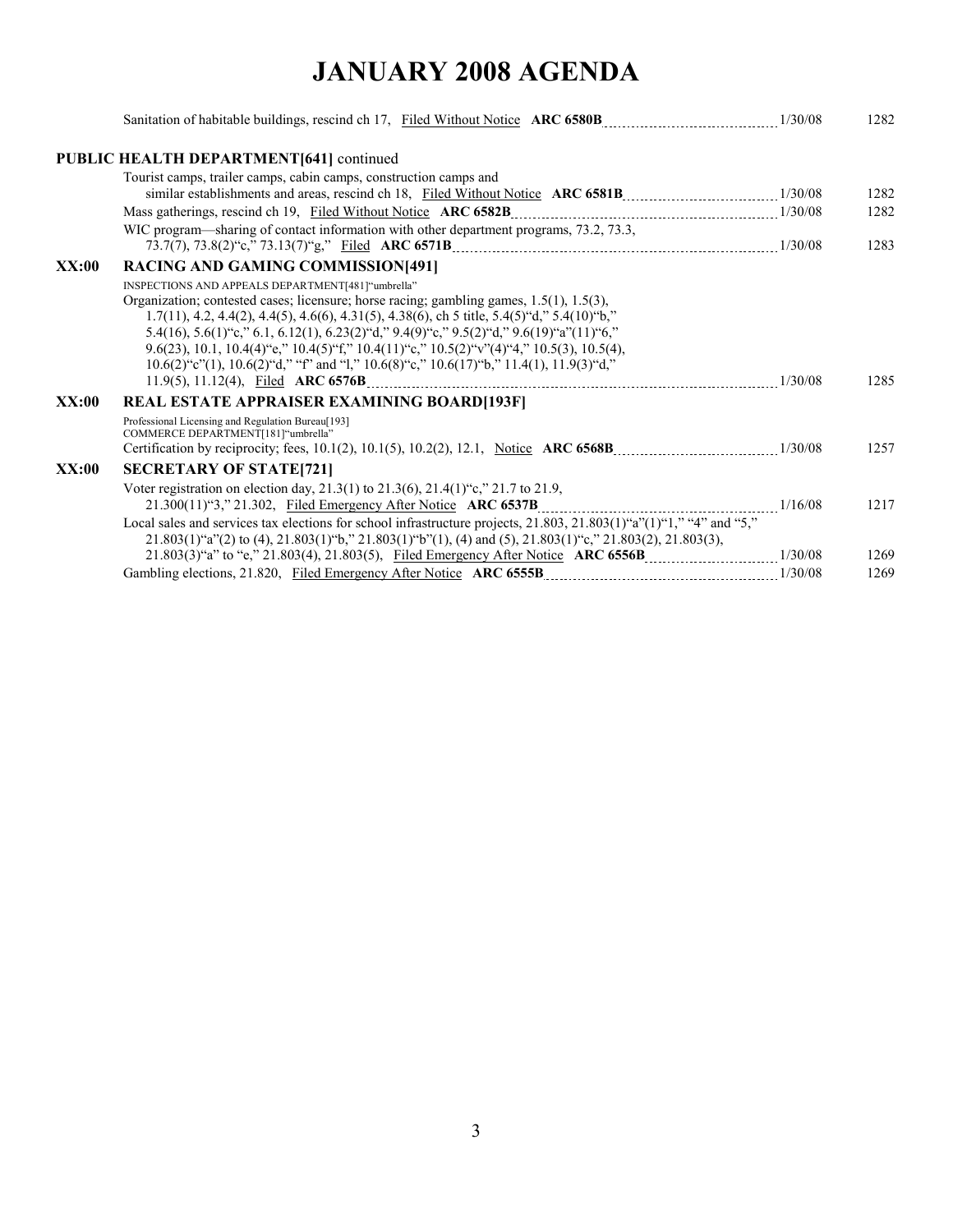# JANUARY 2008 AGENDA

| | | | |
|---|---|---|---|
| | Sanitation of habitable buildings, rescind ch 17, Filed Without Notice **ARC 6580B** | 1/30/08 | 1282 |
| | **PUBLIC HEALTH DEPARTMENT[641]** continued | | |
| | Tourist camps, trailer camps, cabin camps, construction camps and similar establishments and areas, rescind ch 18, Filed Without Notice **ARC 6581B** | 1/30/08 | 1282 |
| | Mass gatherings, rescind ch 19, Filed Without Notice **ARC 6582B** | 1/30/08 | 1282 |
| | WIC program—sharing of contact information with other department programs, 73.2, 73.3, 73.7(7), 73.8(2)"c," 73.13(7)"g," Filed **ARC 6571B** | 1/30/08 | 1283 |
| **XX:00** | **RACING AND GAMING COMMISSION[491]** | | |
| | INSPECTIONS AND APPEALS DEPARTMENT[481]"umbrella" | | |
| | Organization; contested cases; licensure; horse racing; gambling games, 1.5(1), 1.5(3), 1.7(11), 4.2, 4.4(2), 4.4(5), 4.6(6), 4.31(5), 4.38(6), ch 5 title, 5.4(5)"d," 5.4(10)"b," 5.4(16), 5.6(1)"c," 6.1, 6.12(1), 6.23(2)"d," 9.4(9)"c," 9.5(2)"d," 9.6(19)"a"(11)"6," 9.6(23), 10.1, 10.4(4)"e," 10.4(5)"f," 10.4(11)"c," 10.5(2)"v"(4)"4," 10.5(3), 10.5(4), 10.6(2)"c"(1), 10.6(2)"d," "f" and "l," 10.6(8)"c," 10.6(17)"b," 11.4(1), 11.9(3)"d," 11.9(5), 11.12(4), Filed **ARC 6576B** | 1/30/08 | 1285 |
| **XX:00** | **REAL ESTATE APPRAISER EXAMINING BOARD[193F]** | | |
| | Professional Licensing and Regulation Bureau[193] COMMERCE DEPARTMENT[181]"umbrella" | | |
| | Certification by reciprocity; fees, 10.1(2), 10.1(5), 10.2(2), 12.1, Notice **ARC 6568B** | 1/30/08 | 1257 |
| **XX:00** | **SECRETARY OF STATE[721]** | | |
| | Voter registration on election day, 21.3(1) to 21.3(6), 21.4(1)"c," 21.7 to 21.9, 21.300(11)"3," 21.302, Filed Emergency After Notice **ARC 6537B** | 1/16/08 | 1217 |
| | Local sales and services tax elections for school infrastructure projects, 21.803, 21.803(1)"a"(1)"1," "4" and "5," 21.803(1)"a"(2) to (4), 21.803(1)"b," 21.803(1)"b"(1), (4) and (5), 21.803(1)"c," 21.803(2), 21.803(3), 21.803(3)"a" to "e," 21.803(4), 21.803(5), Filed Emergency After Notice **ARC 6556B** | 1/30/08 | 1269 |
| | Gambling elections, 21.820, Filed Emergency After Notice **ARC 6555B** | 1/30/08 | 1269 |